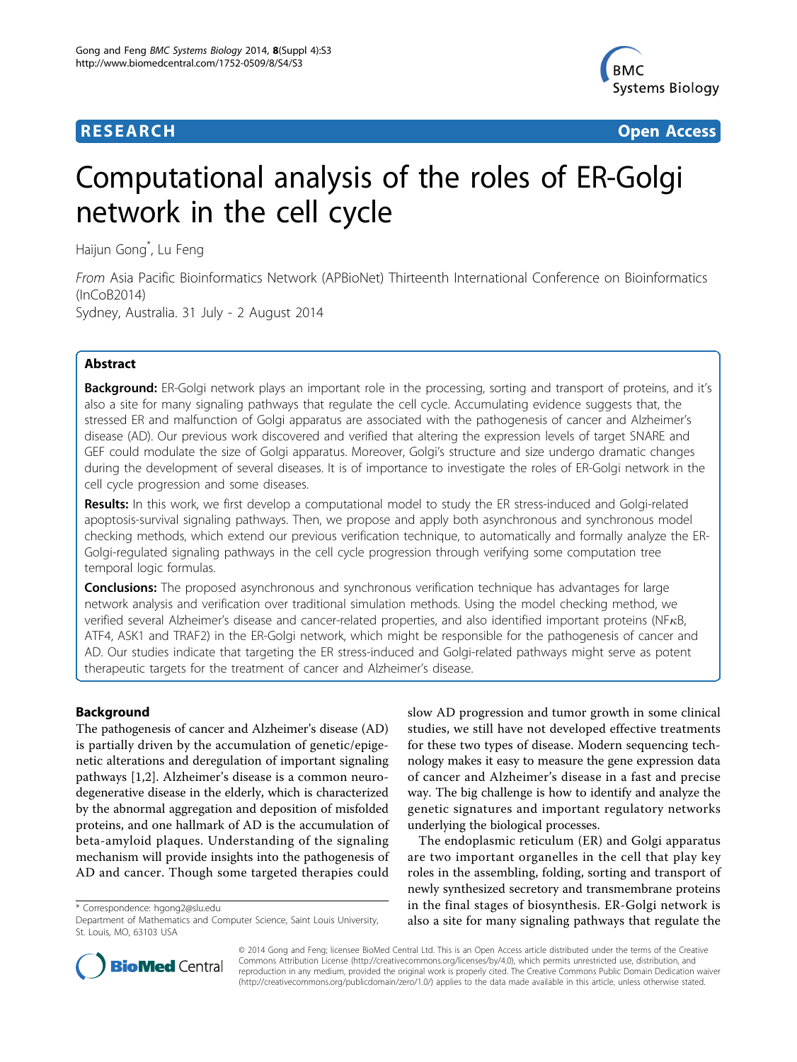**RESEARCH** **Open Access**

# Computational analysis of the roles of ER-Golgi network in the cell cycle

Haijun Gong*, Lu Feng

*From* Asia Pacific Bioinformatics Network (APBioNet) Thirteenth International Conference on Bioinformatics (InCoB2014)
Sydney, Australia. 31 July - 2 August 2014

## Abstract

**Background:** ER-Golgi network plays an important role in the processing, sorting and transport of proteins, and it's also a site for many signaling pathways that regulate the cell cycle. Accumulating evidence suggests that, the stressed ER and malfunction of Golgi apparatus are associated with the pathogenesis of cancer and Alzheimer's disease (AD). Our previous work discovered and verified that altering the expression levels of target SNARE and GEF could modulate the size of Golgi apparatus. Moreover, Golgi's structure and size undergo dramatic changes during the development of several diseases. It is of importance to investigate the roles of ER-Golgi network in the cell cycle progression and some diseases.

**Results:** In this work, we first develop a computational model to study the ER stress-induced and Golgi-related apoptosis-survival signaling pathways. Then, we propose and apply both asynchronous and synchronous model checking methods, which extend our previous verification technique, to automatically and formally analyze the ER-Golgi-regulated signaling pathways in the cell cycle progression through verifying some computation tree temporal logic formulas.

**Conclusions:** The proposed asynchronous and synchronous verification technique has advantages for large network analysis and verification over traditional simulation methods. Using the model checking method, we verified several Alzheimer's disease and cancer-related properties, and also identified important proteins (NFκB, ATF4, ASK1 and TRAF2) in the ER-Golgi network, which might be responsible for the pathogenesis of cancer and AD. Our studies indicate that targeting the ER stress-induced and Golgi-related pathways might serve as potent therapeutic targets for the treatment of cancer and Alzheimer's disease.

## Background

The pathogenesis of cancer and Alzheimer's disease (AD) is partially driven by the accumulation of genetic/epigenetic alterations and deregulation of important signaling pathways [1,2]. Alzheimer's disease is a common neurodegenerative disease in the elderly, which is characterized by the abnormal aggregation and deposition of misfolded proteins, and one hallmark of AD is the accumulation of beta-amyloid plaques. Understanding of the signaling mechanism will provide insights into the pathogenesis of AD and cancer. Though some targeted therapies could slow AD progression and tumor growth in some clinical studies, we still have not developed effective treatments for these two types of disease. Modern sequencing technology makes it easy to measure the gene expression data of cancer and Alzheimer's disease in a fast and precise way. The big challenge is how to identify and analyze the genetic signatures and important regulatory networks underlying the biological processes.

The endoplasmic reticulum (ER) and Golgi apparatus are two important organelles in the cell that play key roles in the assembling, folding, sorting and transport of newly synthesized secretory and transmembrane proteins in the final stages of biosynthesis. ER-Golgi network is also a site for many signaling pathways that regulate the

\* Correspondence: hgong2@slu.edu
Department of Mathematics and Computer Science, Saint Louis University, St. Louis, MO, 63103 USA

© 2014 Gong and Feng; licensee BioMed Central Ltd. This is an Open Access article distributed under the terms of the Creative Commons Attribution License (http://creativecommons.org/licenses/by/4.0), which permits unrestricted use, distribution, and reproduction in any medium, provided the original work is properly cited. The Creative Commons Public Domain Dedication waiver (http://creativecommons.org/publicdomain/zero/1.0/) applies to the data made available in this article, unless otherwise stated.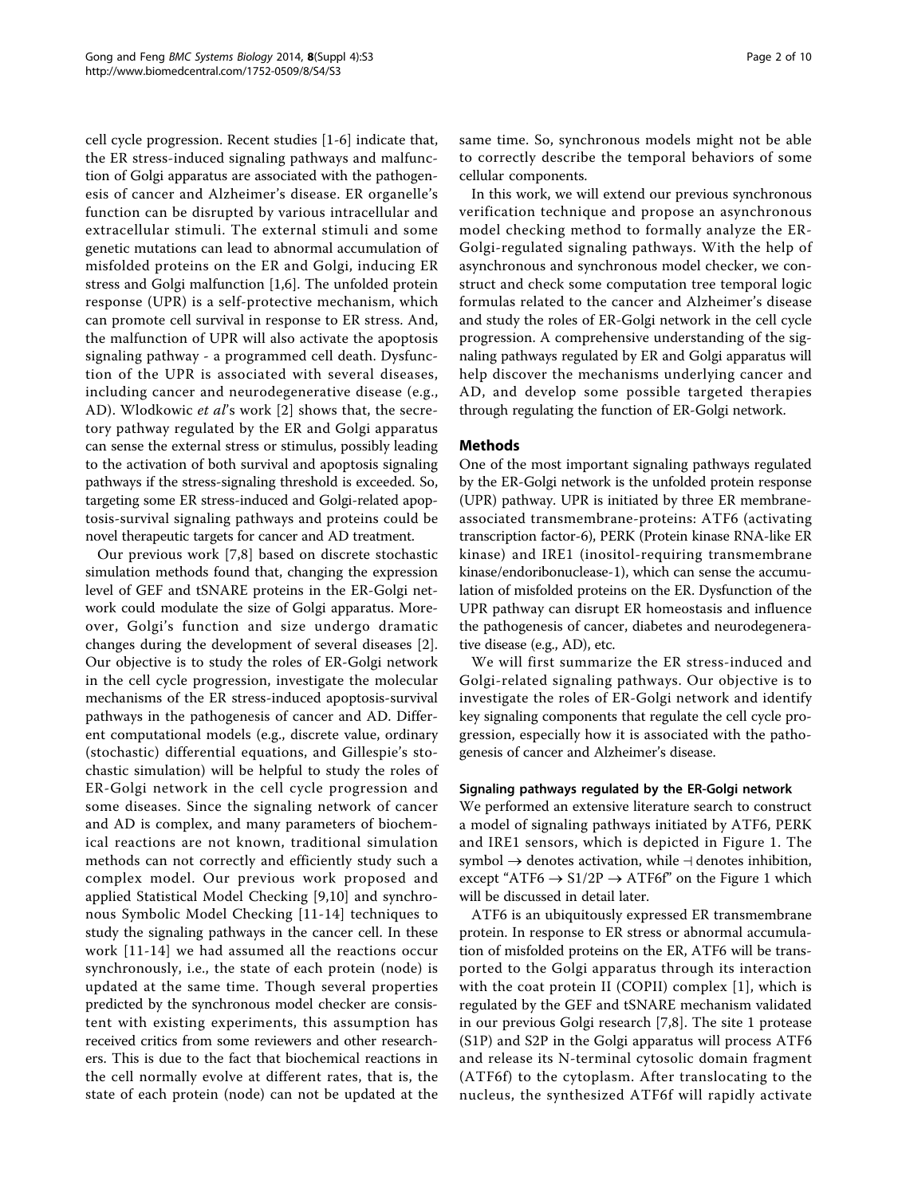cell cycle progression. Recent studies [1-6] indicate that, the ER stress-induced signaling pathways and malfunction of Golgi apparatus are associated with the pathogenesis of cancer and Alzheimer's disease. ER organelle's function can be disrupted by various intracellular and extracellular stimuli. The external stimuli and some genetic mutations can lead to abnormal accumulation of misfolded proteins on the ER and Golgi, inducing ER stress and Golgi malfunction [1,6]. The unfolded protein response (UPR) is a self-protective mechanism, which can promote cell survival in response to ER stress. And, the malfunction of UPR will also activate the apoptosis signaling pathway - a programmed cell death. Dysfunction of the UPR is associated with several diseases, including cancer and neurodegenerative disease (e.g., AD). Wlodkowic *et al*'s work [2] shows that, the secretory pathway regulated by the ER and Golgi apparatus can sense the external stress or stimulus, possibly leading to the activation of both survival and apoptosis signaling pathways if the stress-signaling threshold is exceeded. So, targeting some ER stress-induced and Golgi-related apoptosis-survival signaling pathways and proteins could be novel therapeutic targets for cancer and AD treatment.

Our previous work [7,8] based on discrete stochastic simulation methods found that, changing the expression level of GEF and tSNARE proteins in the ER-Golgi network could modulate the size of Golgi apparatus. Moreover, Golgi's function and size undergo dramatic changes during the development of several diseases [2]. Our objective is to study the roles of ER-Golgi network in the cell cycle progression, investigate the molecular mechanisms of the ER stress-induced apoptosis-survival pathways in the pathogenesis of cancer and AD. Different computational models (e.g., discrete value, ordinary (stochastic) differential equations, and Gillespie's stochastic simulation) will be helpful to study the roles of ER-Golgi network in the cell cycle progression and some diseases. Since the signaling network of cancer and AD is complex, and many parameters of biochemical reactions are not known, traditional simulation methods can not correctly and efficiently study such a complex model. Our previous work proposed and applied Statistical Model Checking [9,10] and synchronous Symbolic Model Checking [11-14] techniques to study the signaling pathways in the cancer cell. In these work [11-14] we had assumed all the reactions occur synchronously, i.e., the state of each protein (node) is updated at the same time. Though several properties predicted by the synchronous model checker are consistent with existing experiments, this assumption has received critics from some reviewers and other researchers. This is due to the fact that biochemical reactions in the cell normally evolve at different rates, that is, the state of each protein (node) can not be updated at the same time. So, synchronous models might not be able to correctly describe the temporal behaviors of some cellular components.

In this work, we will extend our previous synchronous verification technique and propose an asynchronous model checking method to formally analyze the ER-Golgi-regulated signaling pathways. With the help of asynchronous and synchronous model checker, we construct and check some computation tree temporal logic formulas related to the cancer and Alzheimer's disease and study the roles of ER-Golgi network in the cell cycle progression. A comprehensive understanding of the signaling pathways regulated by ER and Golgi apparatus will help discover the mechanisms underlying cancer and AD, and develop some possible targeted therapies through regulating the function of ER-Golgi network.

## Methods

One of the most important signaling pathways regulated by the ER-Golgi network is the unfolded protein response (UPR) pathway. UPR is initiated by three ER membrane-associated transmembrane-proteins: ATF6 (activating transcription factor-6), PERK (Protein kinase RNA-like ER kinase) and IRE1 (inositol-requiring transmembrane kinase/endoribonuclease-1), which can sense the accumulation of misfolded proteins on the ER. Dysfunction of the UPR pathway can disrupt ER homeostasis and influence the pathogenesis of cancer, diabetes and neurodegenerative disease (e.g., AD), etc.

We will first summarize the ER stress-induced and Golgi-related signaling pathways. Our objective is to investigate the roles of ER-Golgi network and identify key signaling components that regulate the cell cycle progression, especially how it is associated with the pathogenesis of cancer and Alzheimer's disease.

### Signaling pathways regulated by the ER-Golgi network

We performed an extensive literature search to construct a model of signaling pathways initiated by ATF6, PERK and IRE1 sensors, which is depicted in Figure 1. The symbol $\rightarrow$ denotes activation, while $\dashv$ denotes inhibition, except "ATF6 $\rightarrow$ S1/2P $\rightarrow$ ATF6f" on the Figure 1 which will be discussed in detail later.

ATF6 is an ubiquitously expressed ER transmembrane protein. In response to ER stress or abnormal accumulation of misfolded proteins on the ER, ATF6 will be transported to the Golgi apparatus through its interaction with the coat protein II (COPII) complex [1], which is regulated by the GEF and tSNARE mechanism validated in our previous Golgi research [7,8]. The site 1 protease (S1P) and S2P in the Golgi apparatus will process ATF6 and release its N-terminal cytosolic domain fragment (ATF6f) to the cytoplasm. After translocating to the nucleus, the synthesized ATF6f will rapidly activate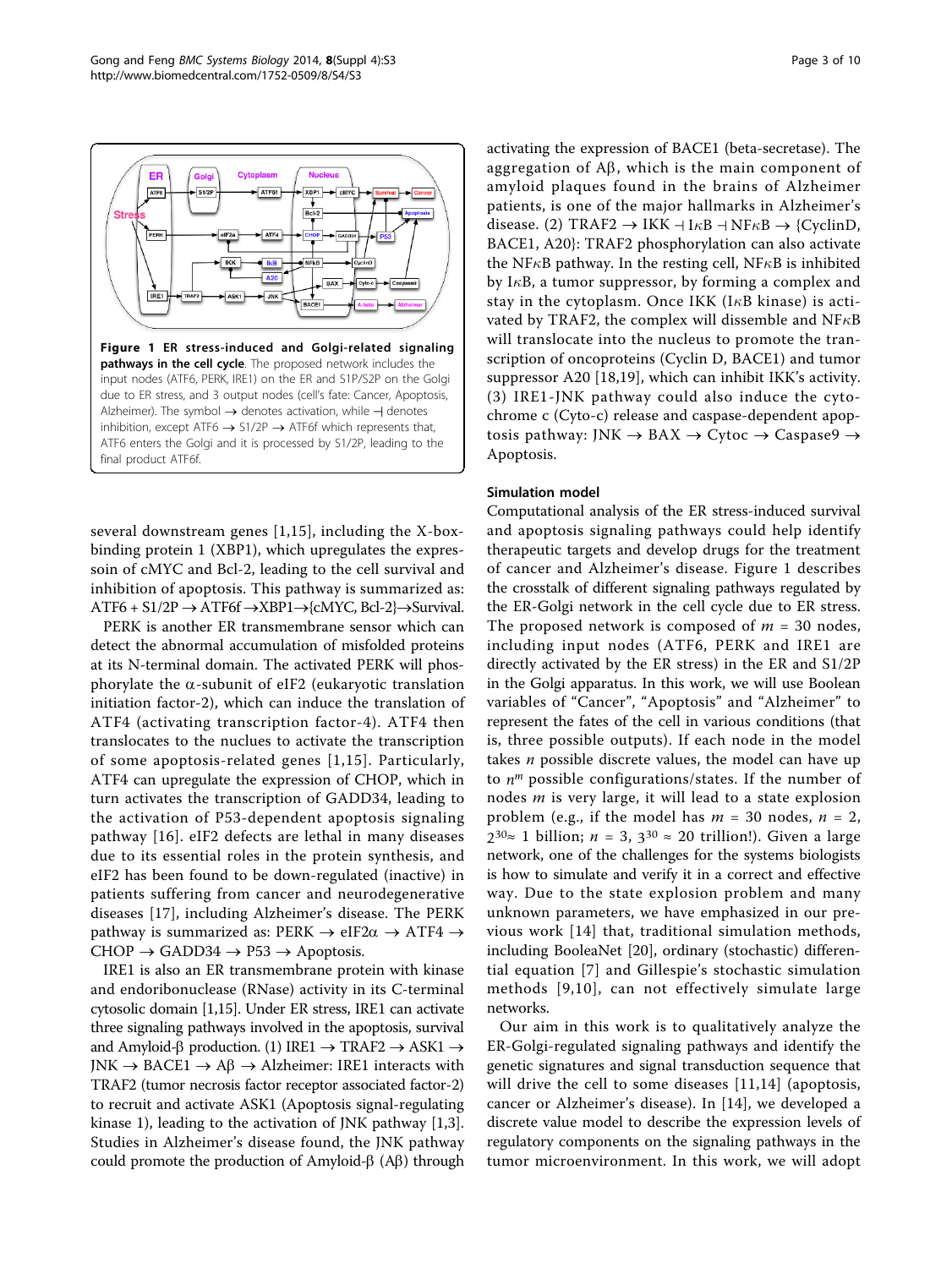**Figure 1 ER stress-induced and Golgi-related signaling pathways in the cell cycle**. The proposed network includes the input nodes (ATF6, PERK, IRE1) on the ER and S1P/S2P on the Golgi due to ER stress, and 3 output nodes (cell's fate: Cancer, Apoptosis, Alzheimer). The symbol → denotes activation, while ⊣ denotes inhibition, except ATF6 → S1/2P → ATF6f which represents that, ATF6 enters the Golgi and it is processed by S1/2P, leading to the final product ATF6f.

several downstream genes [1,15], including the X-box-binding protein 1 (XBP1), which upregulates the expresoin of cMYC and Bcl-2, leading to the cell survival and inhibition of apoptosis. This pathway is summarized as: ATF6 + S1/2P →ATF6f →XBP1→{cMYC, Bcl-2}→Survival.

PERK is another ER transmembrane sensor which can detect the abnormal accumulation of misfolded proteins at its N-terminal domain. The activated PERK will phosphorylate the $\alpha$-subunit of eIF2 (eukaryotic translation initiation factor-2), which can induce the translation of ATF4 (activating transcription factor-4). ATF4 then translocates to the nuclues to activate the transcription of some apoptosis-related genes [1,15]. Particularly, ATF4 can upregulate the expression of CHOP, which in turn activates the transcription of GADD34, leading to the activation of P53-dependent apoptosis signaling pathway [16]. eIF2 defects are lethal in many diseases due to its essential roles in the protein synthesis, and eIF2 has been found to be down-regulated (inactive) in patients suffering from cancer and neurodegenerative diseases [17], including Alzheimer's disease. The PERK pathway is summarized as: PERK → eIF2$\alpha$ → ATF4 → CHOP → GADD34 → P53 → Apoptosis.

IRE1 is also an ER transmembrane protein with kinase and endoribonuclease (RNase) activity in its C-terminal cytosolic domain [1,15]. Under ER stress, IRE1 can activate three signaling pathways involved in the apoptosis, survival and Amyloid-β production. (1) IRE1 → TRAF2 → ASK1 → JNK → BACE1 → Aβ → Alzheimer: IRE1 interacts with TRAF2 (tumor necrosis factor receptor associated factor-2) to recruit and activate ASK1 (Apoptosis signal-regulating kinase 1), leading to the activation of JNK pathway [1,3]. Studies in Alzheimer's disease found, the JNK pathway could promote the production of Amyloid-β (Aβ) through activating the expression of BACE1 (beta-secretase). The aggregation of Aβ, which is the main component of amyloid plaques found in the brains of Alzheimer patients, is one of the major hallmarks in Alzheimer's disease. (2) TRAF2 → IKK ⊣ IκB ⊣ NFκB → {CyclinD, BACE1, A20}: TRAF2 phosphorylation can also activate the NFκB pathway. In the resting cell, NFκB is inhibited by IκB, a tumor suppressor, by forming a complex and stay in the cytoplasm. Once IKK (IκB kinase) is activated by TRAF2, the complex will dissemble and NFκB will translocate into the nucleus to promote the transcription of oncoproteins (Cyclin D, BACE1) and tumor suppressor A20 [18,19], which can inhibit IKK's activity. (3) IRE1-JNK pathway could also induce the cytochrome c (Cyto-c) release and caspase-dependent apoptosis pathway: JNK → BAX → Cytoc → Caspase9 → Apoptosis.

## Simulation model

Computational analysis of the ER stress-induced survival and apoptosis signaling pathways could help identify therapeutic targets and develop drugs for the treatment of cancer and Alzheimer's disease. Figure 1 describes the crosstalk of different signaling pathways regulated by the ER-Golgi network in the cell cycle due to ER stress. The proposed network is composed of $m$ = 30 nodes, including input nodes (ATF6, PERK and IRE1 are directly activated by the ER stress) in the ER and S1/2P in the Golgi apparatus. In this work, we will use Boolean variables of "Cancer", "Apoptosis" and "Alzheimer" to represent the fates of the cell in various conditions (that is, three possible outputs). If each node in the model takes $n$ possible discrete values, the model can have up to $n^m$ possible configurations/states. If the number of nodes $m$ is very large, it will lead to a state explosion problem (e.g., if the model has $m$ = 30 nodes, $n$ = 2, $2^{30} \approx$ 1 billion; $n$ = 3, $3^{30} \approx$ 20 trillion!). Given a large network, one of the challenges for the systems biologists is how to simulate and verify it in a correct and effective way. Due to the state explosion problem and many unknown parameters, we have emphasized in our previous work [14] that, traditional simulation methods, including BooleaNet [20], ordinary (stochastic) differential equation [7] and Gillespie's stochastic simulation methods [9,10], can not effectively simulate large networks.

Our aim in this work is to qualitatively analyze the ER-Golgi-regulated signaling pathways and identify the genetic signatures and signal transduction sequence that will drive the cell to some diseases [11,14] (apoptosis, cancer or Alzheimer's disease). In [14], we developed a discrete value model to describe the expression levels of regulatory components on the signaling pathways in the tumor microenvironment. In this work, we will adopt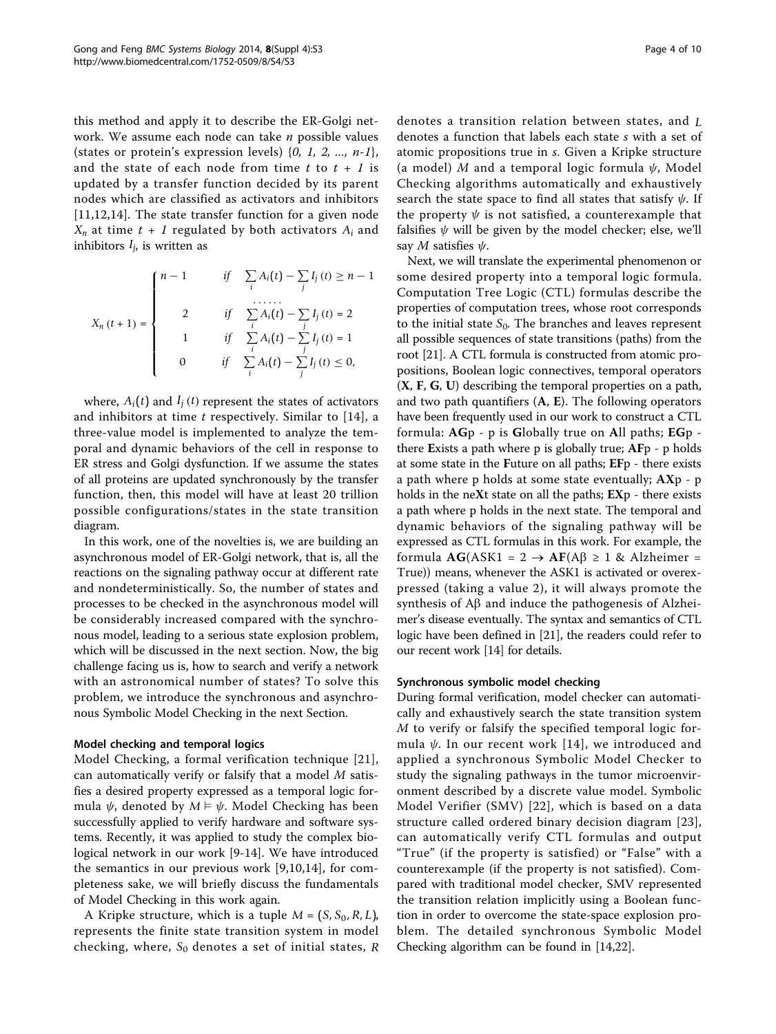this method and apply it to describe the ER-Golgi network. We assume each node can take $n$ possible values (states or protein's expression levels) $\{0, 1, 2, ..., n-1\}$, and the state of each node from time $t$ to $t+1$ is updated by a transfer function decided by its parent nodes which are classified as activators and inhibitors [11,12,14]. The state transfer function for a given node $X_n$ at time $t+1$ regulated by both activators $A_i$ and inhibitors $I_j$, is written as

$$
X_n(t+1) = \begin{cases} n-1 & if \quad \sum_i A_i(t) - \sum_j I_j(t) \geq n-1 \\ & \quad\quad \cdots\cdots \\ 2 & if \quad \sum_i A_i(t) - \sum_j I_j(t) = 2 \\ 1 & if \quad \sum_i A_i(t) - \sum_j I_j(t) = 1 \\ 0 & if \quad \sum_i A_i(t) - \sum_j I_j(t) \leq 0, \end{cases}
$$

where, $A_i(t)$ and $I_j(t)$ represent the states of activators and inhibitors at time $t$ respectively. Similar to [14], a three-value model is implemented to analyze the temporal and dynamic behaviors of the cell in response to ER stress and Golgi dysfunction. If we assume the states of all proteins are updated synchronously by the transfer function, then, this model will have at least 20 trillion possible configurations/states in the state transition diagram.

In this work, one of the novelties is, we are building an asynchronous model of ER-Golgi network, that is, all the reactions on the signaling pathway occur at different rate and nondeterministically. So, the number of states and processes to be checked in the asynchronous model will be considerably increased compared with the synchronous model, leading to a serious state explosion problem, which will be discussed in the next section. Now, the big challenge facing us is, how to search and verify a network with an astronomical number of states? To solve this problem, we introduce the synchronous and asynchronous Symbolic Model Checking in the next Section.

### Model checking and temporal logics

Model Checking, a formal verification technique [21], can automatically verify or falsify that a model $M$ satisfies a desired property expressed as a temporal logic formula $\psi$, denoted by $M \vDash \psi$. Model Checking has been successfully applied to verify hardware and software systems. Recently, it was applied to study the complex biological network in our work [9-14]. We have introduced the semantics in our previous work [9,10,14], for completeness sake, we will briefly discuss the fundamentals of Model Checking in this work again.

A Kripke structure, which is a tuple $M = (S, S_0, R, L)$, represents the finite state transition system in model checking, where, $S_0$ denotes a set of initial states, $R$ denotes a transition relation between states, and $L$ denotes a function that labels each state $s$ with a set of atomic propositions true in $s$. Given a Kripke structure (a model) $M$ and a temporal logic formula $\psi$, Model Checking algorithms automatically and exhaustively search the state space to find all states that satisfy $\psi$. If the property $\psi$ is not satisfied, a counterexample that falsifies $\psi$ will be given by the model checker; else, we'll say $M$ satisfies $\psi$.

Next, we will translate the experimental phenomenon or some desired property into a temporal logic formula. Computation Tree Logic (CTL) formulas describe the properties of computation trees, whose root corresponds to the initial state $S_0$. The branches and leaves represent all possible sequences of state transitions (paths) from the root [21]. A CTL formula is constructed from atomic propositions, Boolean logic connectives, temporal operators (**X**, **F**, **G**, **U**) describing the temporal properties on a path, and two path quantifiers (**A**, **E**). The following operators have been frequently used in our work to construct a CTL formula: **AG**p - p is **G**lobally true on **A**ll paths; **EG**p - there **E**xists a path where p is globally true; **AF**p - p holds at some state in the **F**uture on all paths; **EF**p - there exists a path where p holds at some state eventually; **AX**p - p holds in the ne**X**t state on all the paths; **EX**p - there exists a path where p holds in the next state. The temporal and dynamic behaviors of the signaling pathway will be expressed as CTL formulas in this work. For example, the formula **AG**(ASK1 = 2 → **AF**(Aβ ≥ 1 & Alzheimer = True)) means, whenever the ASK1 is activated or overexpressed (taking a value 2), it will always promote the synthesis of Aβ and induce the pathogenesis of Alzheimer's disease eventually. The syntax and semantics of CTL logic have been defined in [21], the readers could refer to our recent work [14] for details.

### Synchronous symbolic model checking

During formal verification, model checker can automatically and exhaustively search the state transition system $M$ to verify or falsify the specified temporal logic formula $\psi$. In our recent work [14], we introduced and applied a synchronous Symbolic Model Checker to study the signaling pathways in the tumor microenvironment described by a discrete value model. Symbolic Model Verifier (SMV) [22], which is based on a data structure called ordered binary decision diagram [23], can automatically verify CTL formulas and output "True" (if the property is satisfied) or "False" with a counterexample (if the property is not satisfied). Compared with traditional model checker, SMV represented the transition relation implicitly using a Boolean function in order to overcome the state-space explosion problem. The detailed synchronous Symbolic Model Checking algorithm can be found in [14,22].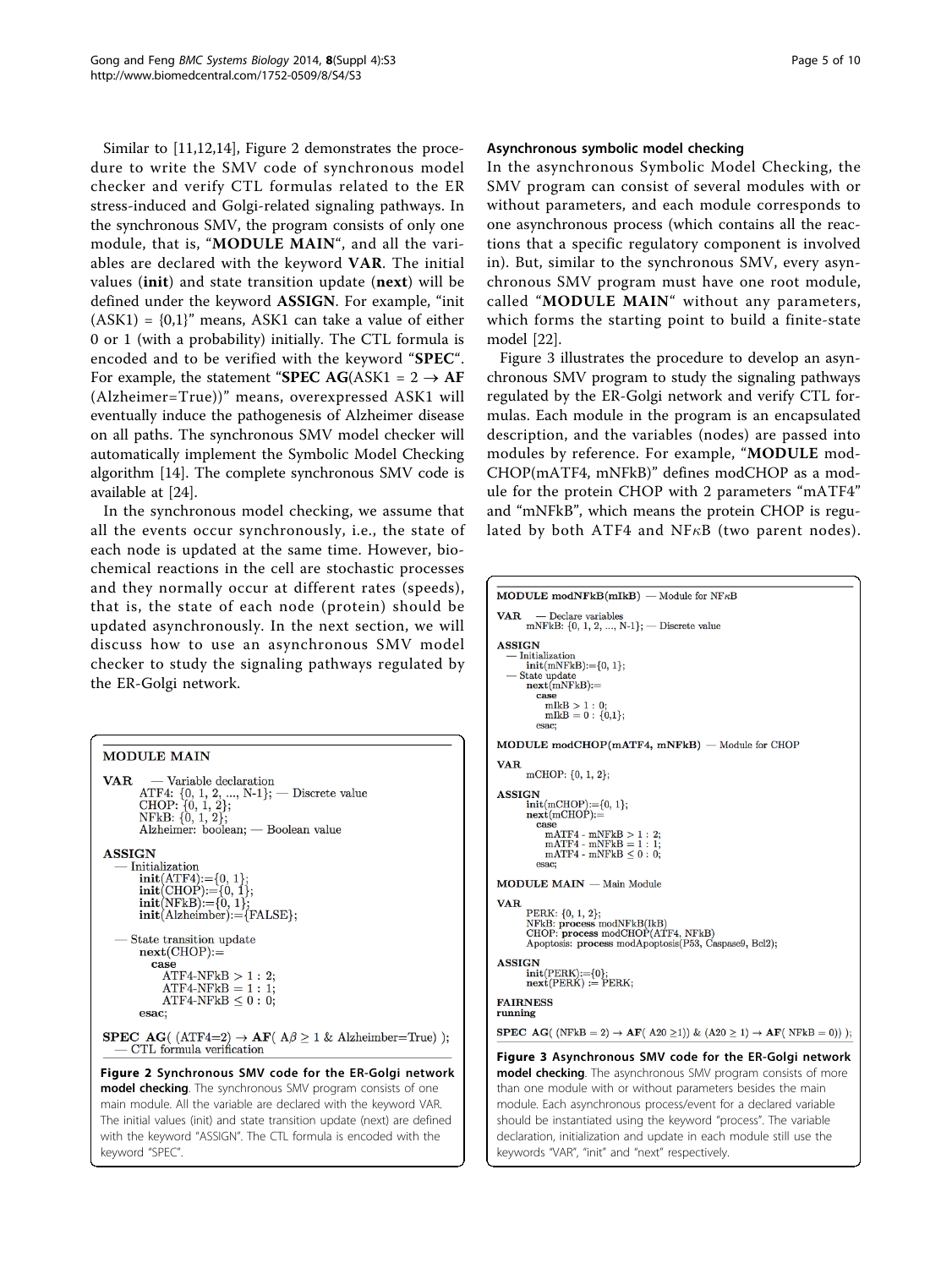Similar to [11,12,14], Figure 2 demonstrates the procedure to write the SMV code of synchronous model checker and verify CTL formulas related to the ER stress-induced and Golgi-related signaling pathways. In the synchronous SMV, the program consists of only one module, that is, "**MODULE MAIN**", and all the variables are declared with the keyword **VAR**. The initial values (**init**) and state transition update (**next**) will be defined under the keyword **ASSIGN**. For example, "init (ASK1) = {0,1}" means, ASK1 can take a value of either 0 or 1 (with a probability) initially. The CTL formula is encoded and to be verified with the keyword "**SPEC**". For example, the statement "**SPEC AG**(ASK1 = 2 → **AF** (Alzheimer=True))" means, overexpressed ASK1 will eventually induce the pathogenesis of Alzheimer disease on all paths. The synchronous SMV model checker will automatically implement the Symbolic Model Checking algorithm [14]. The complete synchronous SMV code is available at [24].

In the synchronous model checking, we assume that all the events occur synchronously, i.e., the state of each node is updated at the same time. However, biochemical reactions in the cell are stochastic processes and they normally occur at different rates (speeds), that is, the state of each node (protein) should be updated asynchronously. In the next section, we will discuss how to use an asynchronous SMV model checker to study the signaling pathways regulated by the ER-Golgi network.

```
MODULE MAIN

VAR    — Variable declaration
       ATF4: {0, 1, 2, ..., N-1}; — Discrete value
       CHOP: {0, 1, 2};
       NFkB: {0, 1, 2};
       Alzheimer: boolean; — Boolean value

ASSIGN
 — Initialization
       init(ATF4):={0, 1};
       init(CHOP):={0, 1};
       init(NFkB):={0, 1};
       init(Alzheimber):={FALSE};

 — State transition update
       next(CHOP):=
         case
           ATF4-NFkB > 1 : 2;
           ATF4-NFkB = 1 : 1;
           ATF4-NFkB ≤ 0 : 0;
         esac;

SPEC AG( (ATF4=2) → AF( Aβ ≥ 1 & Alzheimber=True) );
 — CTL formula verification
```

**Figure 2 Synchronous SMV code for the ER-Golgi network model checking**. The synchronous SMV program consists of one main module. All the variable are declared with the keyword VAR. The initial values (init) and state transition update (next) are defined with the keyword "ASSIGN". The CTL formula is encoded with the keyword "SPEC".

### Asynchronous symbolic model checking

In the asynchronous Symbolic Model Checking, the SMV program can consist of several modules with or without parameters, and each module corresponds to one asynchronous process (which contains all the reactions that a specific regulatory component is involved in). But, similar to the synchronous SMV, every asynchronous SMV program must have one root module, called "**MODULE MAIN**" without any parameters, which forms the starting point to build a finite-state model [22].

Figure 3 illustrates the procedure to develop an asynchronous SMV program to study the signaling pathways regulated by the ER-Golgi network and verify CTL formulas. Each module in the program is an encapsulated description, and the variables (nodes) are passed into modules by reference. For example, "**MODULE** modCHOP(mATF4, mNFkB)" defines modCHOP as a module for the protein CHOP with 2 parameters "mATF4" and "mNFkB", which means the protein CHOP is regulated by both ATF4 and NF$\kappa$B (two parent nodes).

```
MODULE modNFkB(mIkB) — Module for NFκB

VAR    — Declare variables
       mNFkB: {0, 1, 2, ..., N-1}; — Discrete value

ASSIGN
 — Initialization
       init(mNFkB):={0, 1};
 — State update
       next(mNFkB):=
         case
           mIkB > 1 : 0;
           mIkB = 0 : {0,1};
         esac;

MODULE modCHOP(mATF4, mNFkB) — Module for CHOP

VAR
       mCHOP: {0, 1, 2};

ASSIGN
       init(mCHOP):={0, 1};
       next(mCHOP):=
         case
           mATF4 - mNFkB > 1 : 2;
           mATF4 - mNFkB = 1 : 1;
           mATF4 - mNFkB ≤ 0 : 0;
         esac;

MODULE MAIN — Main Module

VAR
       PERK: {0, 1, 2};
       NFkB: process modNFkB(IkB)
       CHOP: process modCHOP(ATF4, NFkB)
       Apoptosis: process modApoptosis(P53, Caspase9, Bcl2);

ASSIGN
       init(PERK):={0};
       next(PERK) := PERK;

FAIRNESS
running

SPEC AG( (NFkB = 2) → AF( A20 ≥1)) & (A20 ≥ 1) → AF( NFkB = 0)) );
```

**Figure 3 Asynchronous SMV code for the ER-Golgi network model checking**. The asynchronous SMV program consists of more than one module with or without parameters besides the main module. Each asynchronous process/event for a declared variable should be instantiated using the keyword "process". The variable declaration, initialization and update in each module still use the keywords "VAR", "init" and "next" respectively.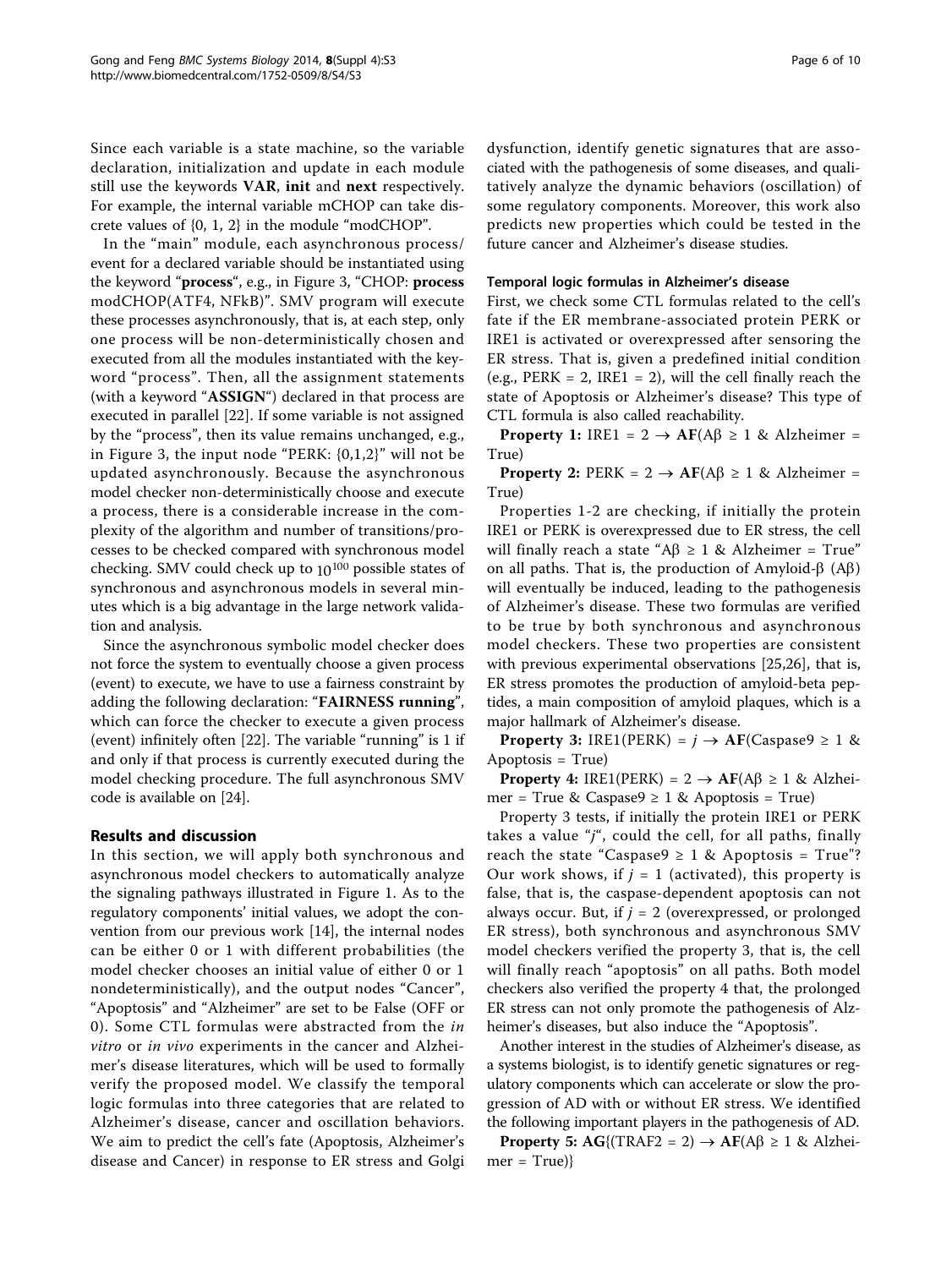Since each variable is a state machine, so the variable declaration, initialization and update in each module still use the keywords **VAR**, **init** and **next** respectively. For example, the internal variable mCHOP can take discrete values of {0, 1, 2} in the module "modCHOP".

In the "main" module, each asynchronous process/event for a declared variable should be instantiated using the keyword "**process**", e.g., in Figure 3, "CHOP: **process** modCHOP(ATF4, NFkB)". SMV program will execute these processes asynchronously, that is, at each step, only one process will be non-deterministically chosen and executed from all the modules instantiated with the keyword "process". Then, all the assignment statements (with a keyword "**ASSIGN**") declared in that process are executed in parallel [22]. If some variable is not assigned by the "process", then its value remains unchanged, e.g., in Figure 3, the input node "PERK: {0,1,2}" will not be updated asynchronously. Because the asynchronous model checker non-deterministically choose and execute a process, there is a considerable increase in the complexity of the algorithm and number of transitions/processes to be checked compared with synchronous model checking. SMV could check up to $10^{100}$ possible states of synchronous and asynchronous models in several minutes which is a big advantage in the large network validation and analysis.

Since the asynchronous symbolic model checker does not force the system to eventually choose a given process (event) to execute, we have to use a fairness constraint by adding the following declaration: "**FAIRNESS running**", which can force the checker to execute a given process (event) infinitely often [22]. The variable "running" is 1 if and only if that process is currently executed during the model checking procedure. The full asynchronous SMV code is available on [24].

## Results and discussion

In this section, we will apply both synchronous and asynchronous model checkers to automatically analyze the signaling pathways illustrated in Figure 1. As to the regulatory components' initial values, we adopt the convention from our previous work [14], the internal nodes can be either 0 or 1 with different probabilities (the model checker chooses an initial value of either 0 or 1 nondeterministically), and the output nodes "Cancer", "Apoptosis" and "Alzheimer" are set to be False (OFF or 0). Some CTL formulas were abstracted from the *in vitro* or *in vivo* experiments in the cancer and Alzheimer's disease literatures, which will be used to formally verify the proposed model. We classify the temporal logic formulas into three categories that are related to Alzheimer's disease, cancer and oscillation behaviors. We aim to predict the cell's fate (Apoptosis, Alzheimer's disease and Cancer) in response to ER stress and Golgi dysfunction, identify genetic signatures that are associated with the pathogenesis of some diseases, and qualitatively analyze the dynamic behaviors (oscillation) of some regulatory components. Moreover, this work also predicts new properties which could be tested in the future cancer and Alzheimer's disease studies.

### Temporal logic formulas in Alzheimer's disease

First, we check some CTL formulas related to the cell's fate if the ER membrane-associated protein PERK or IRE1 is activated or overexpressed after sensoring the ER stress. That is, given a predefined initial condition (e.g., PERK = 2, IRE1 = 2), will the cell finally reach the state of Apoptosis or Alzheimer's disease? This type of CTL formula is also called reachability.

**Property 1:** IRE1 = 2 → **AF**(Aβ ≥ 1 & Alzheimer = True)

**Property 2:** PERK = 2 → **AF**(Aβ ≥ 1 & Alzheimer = True)

Properties 1-2 are checking, if initially the protein IRE1 or PERK is overexpressed due to ER stress, the cell will finally reach a state "Aβ ≥ 1 & Alzheimer = True" on all paths. That is, the production of Amyloid-β (Aβ) will eventually be induced, leading to the pathogenesis of Alzheimer's disease. These two formulas are verified to be true by both synchronous and asynchronous model checkers. These two properties are consistent with previous experimental observations [25,26], that is, ER stress promotes the production of amyloid-beta peptides, a main composition of amyloid plaques, which is a major hallmark of Alzheimer's disease.

**Property 3:** IRE1(PERK) = $j$ → **AF**(Caspase9 ≥ 1 & Apoptosis = True)

**Property 4:** IRE1(PERK) = 2 → **AF**(Aβ ≥ 1 & Alzheimer = True & Caspase9 ≥ 1 & Apoptosis = True)

Property 3 tests, if initially the protein IRE1 or PERK takes a value "$j$", could the cell, for all paths, finally reach the state "Caspase9 ≥ 1 & Apoptosis = True"? Our work shows, if $j = 1$ (activated), this property is false, that is, the caspase-dependent apoptosis can not always occur. But, if $j = 2$ (overexpressed, or prolonged ER stress), both synchronous and asynchronous SMV model checkers verified the property 3, that is, the cell will finally reach "apoptosis" on all paths. Both model checkers also verified the property 4 that, the prolonged ER stress can not only promote the pathogenesis of Alzheimer's diseases, but also induce the "Apoptosis".

Another interest in the studies of Alzheimer's disease, as a systems biologist, is to identify genetic signatures or regulatory components which can accelerate or slow the progression of AD with or without ER stress. We identified the following important players in the pathogenesis of AD.

**Property 5:** **AG**{(TRAF2 = 2) → **AF**(Aβ ≥ 1 & Alzheimer = True)}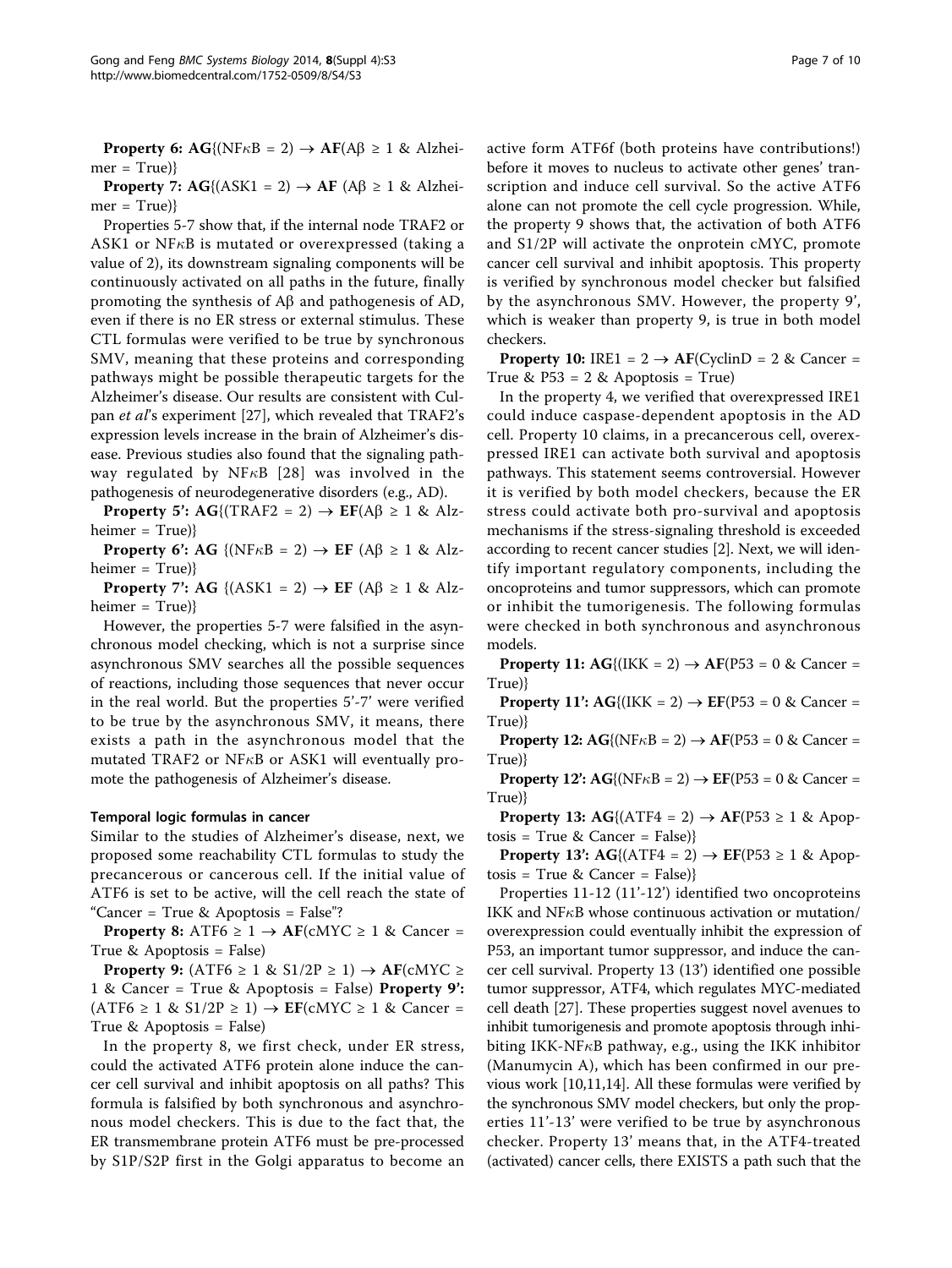**Property 6:** **AG**{(NF$\kappa$B = 2) → **AF**(A$\beta$ ≥ 1 & Alzheimer = True)}

**Property 7:** **AG**{(ASK1 = 2) → **AF** (A$\beta$ ≥ 1 & Alzheimer = True)}

Properties 5-7 show that, if the internal node TRAF2 or ASK1 or NF$\kappa$B is mutated or overexpressed (taking a value of 2), its downstream signaling components will be continuously activated on all paths in the future, finally promoting the synthesis of A$\beta$ and pathogenesis of AD, even if there is no ER stress or external stimulus. These CTL formulas were verified to be true by synchronous SMV, meaning that these proteins and corresponding pathways might be possible therapeutic targets for the Alzheimer's disease. Our results are consistent with Culpan *et al*'s experiment [27], which revealed that TRAF2's expression levels increase in the brain of Alzheimer's disease. Previous studies also found that the signaling pathway regulated by NF$\kappa$B [28] was involved in the pathogenesis of neurodegenerative disorders (e.g., AD).

**Property 5':** **AG**{(TRAF2 = 2) → **EF**(A$\beta$ ≥ 1 & Alzheimer = True)}

**Property 6':** **AG** {(NF$\kappa$B = 2) → **EF** (A$\beta$ ≥ 1 & Alzheimer = True)}

**Property 7':** **AG** {(ASK1 = 2) → **EF** (A$\beta$ ≥ 1 & Alzheimer = True)}

However, the properties 5-7 were falsified in the asynchronous model checking, which is not a surprise since asynchronous SMV searches all the possible sequences of reactions, including those sequences that never occur in the real world. But the properties 5'-7' were verified to be true by the asynchronous SMV, it means, there exists a path in the asynchronous model that the mutated TRAF2 or NF$\kappa$B or ASK1 will eventually promote the pathogenesis of Alzheimer's disease.

### Temporal logic formulas in cancer

Similar to the studies of Alzheimer's disease, next, we proposed some reachability CTL formulas to study the precancerous or cancerous cell. If the initial value of ATF6 is set to be active, will the cell reach the state of "Cancer = True & Apoptosis = False"?

**Property 8:** ATF6 ≥ 1 → **AF**(cMYC ≥ 1 & Cancer = True & Apoptosis = False)

**Property 9:** (ATF6 ≥ 1 & S1/2P ≥ 1) → **AF**(cMYC ≥ 1 & Cancer = True & Apoptosis = False) **Property 9':** (ATF6 ≥ 1 & S1/2P ≥ 1) → **EF**(cMYC ≥ 1 & Cancer = True & Apoptosis = False)

In the property 8, we first check, under ER stress, could the activated ATF6 protein alone induce the cancer cell survival and inhibit apoptosis on all paths? This formula is falsified by both synchronous and asynchronous model checkers. This is due to the fact that, the ER transmembrane protein ATF6 must be pre-processed by S1P/S2P first in the Golgi apparatus to become an active form ATF6f (both proteins have contributions!) before it moves to nucleus to activate other genes' transcription and induce cell survival. So the active ATF6 alone can not promote the cell cycle progression. While, the property 9 shows that, the activation of both ATF6 and S1/2P will activate the onprotein cMYC, promote cancer cell survival and inhibit apoptosis. This property is verified by synchronous model checker but falsified by the asynchronous SMV. However, the property 9', which is weaker than property 9, is true in both model checkers.

**Property 10:** IRE1 = 2 → **AF**(CyclinD = 2 & Cancer = True & P53 = 2 & Apoptosis = True)

In the property 4, we verified that overexpressed IRE1 could induce caspase-dependent apoptosis in the AD cell. Property 10 claims, in a precancerous cell, overexpressed IRE1 can activate both survival and apoptosis pathways. This statement seems controversial. However it is verified by both model checkers, because the ER stress could activate both pro-survival and apoptosis mechanisms if the stress-signaling threshold is exceeded according to recent cancer studies [2]. Next, we will identify important regulatory components, including the oncoproteins and tumor suppressors, which can promote or inhibit the tumorigenesis. The following formulas were checked in both synchronous and asynchronous models.

**Property 11:** **AG**{(IKK = 2) → **AF**(P53 = 0 & Cancer = True)}

**Property 11':** **AG**{(IKK = 2) → **EF**(P53 = 0 & Cancer = True)}

**Property 12:** **AG**{(NF$\kappa$B = 2) → **AF**(P53 = 0 & Cancer = True)}

**Property 12':** **AG**{(NF$\kappa$B = 2) → **EF**(P53 = 0 & Cancer = True)}

**Property 13:** **AG**{(ATF4 = 2) → **AF**(P53 ≥ 1 & Apoptosis = True & Cancer = False)}

**Property 13':** **AG**{(ATF4 = 2) → **EF**(P53 ≥ 1 & Apoptosis = True & Cancer = False)}

Properties 11-12 (11'-12') identified two oncoproteins IKK and NF$\kappa$B whose continuous activation or mutation/overexpression could eventually inhibit the expression of P53, an important tumor suppressor, and induce the cancer cell survival. Property 13 (13') identified one possible tumor suppressor, ATF4, which regulates MYC-mediated cell death [27]. These properties suggest novel avenues to inhibit tumorigenesis and promote apoptosis through inhibiting IKK-NF$\kappa$B pathway, e.g., using the IKK inhibitor (Manumycin A), which has been confirmed in our previous work [10,11,14]. All these formulas were verified by the synchronous SMV model checkers, but only the properties 11'-13' were verified to be true by asynchronous checker. Property 13' means that, in the ATF4-treated (activated) cancer cells, there EXISTS a path such that the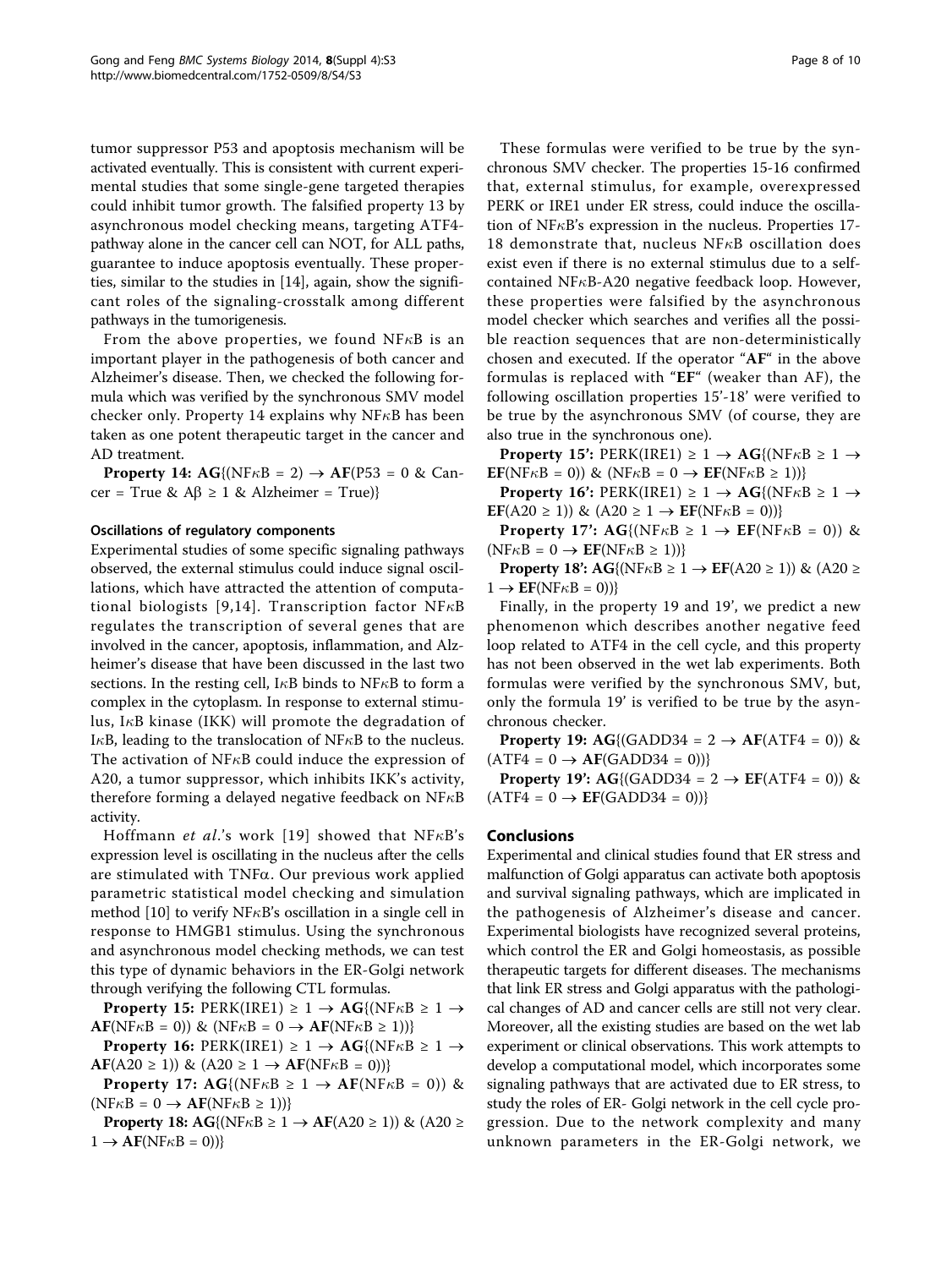tumor suppressor P53 and apoptosis mechanism will be activated eventually. This is consistent with current experimental studies that some single-gene targeted therapies could inhibit tumor growth. The falsified property 13 by asynchronous model checking means, targeting ATF4-pathway alone in the cancer cell can NOT, for ALL paths, guarantee to induce apoptosis eventually. These properties, similar to the studies in [14], again, show the significant roles of the signaling-crosstalk among different pathways in the tumorigenesis.

From the above properties, we found NFκB is an important player in the pathogenesis of both cancer and Alzheimer's disease. Then, we checked the following formula which was verified by the synchronous SMV model checker only. Property 14 explains why NFκB has been taken as one potent therapeutic target in the cancer and AD treatment.

**Property 14:** **AG**{(NFκB = 2) → **AF**(P53 = 0 & Cancer = True & Aβ ≥ 1 & Alzheimer = True)}

### Oscillations of regulatory components

Experimental studies of some specific signaling pathways observed, the external stimulus could induce signal oscillations, which have attracted the attention of computational biologists [9,14]. Transcription factor NFκB regulates the transcription of several genes that are involved in the cancer, apoptosis, inflammation, and Alzheimer's disease that have been discussed in the last two sections. In the resting cell, IκB binds to NFκB to form a complex in the cytoplasm. In response to external stimulus, IκB kinase (IKK) will promote the degradation of IκB, leading to the translocation of NFκB to the nucleus. The activation of NFκB could induce the expression of A20, a tumor suppressor, which inhibits IKK's activity, therefore forming a delayed negative feedback on NFκB activity.

Hoffmann *et al.*'s work [19] showed that NFκB's expression level is oscillating in the nucleus after the cells are stimulated with TNFα. Our previous work applied parametric statistical model checking and simulation method [10] to verify NFκB's oscillation in a single cell in response to HMGB1 stimulus. Using the synchronous and asynchronous model checking methods, we can test this type of dynamic behaviors in the ER-Golgi network through verifying the following CTL formulas.

**Property 15:** PERK(IRE1) ≥ 1 → **AG**{(NFκB ≥ 1 → **AF**(NFκB = 0)) & (NFκB = 0 → **AF**(NFκB ≥ 1))}

**Property 16:** PERK(IRE1) ≥ 1 → **AG**{(NFκB ≥ 1 → **AF**(A20 ≥ 1)) & (A20 ≥ 1 → **AF**(NFκB = 0))}

**Property 17:** **AG**{(NFκB ≥ 1 → **AF**(NFκB = 0)) & (NFκB = 0 → **AF**(NFκB ≥ 1))}

**Property 18:** **AG**{(NFκB ≥ 1 → **AF**(A20 ≥ 1)) & (A20 ≥ 1 → **AF**(NFκB = 0))}

These formulas were verified to be true by the synchronous SMV checker. The properties 15-16 confirmed that, external stimulus, for example, overexpressed PERK or IRE1 under ER stress, could induce the oscillation of NFκB's expression in the nucleus. Properties 17-18 demonstrate that, nucleus NFκB oscillation does exist even if there is no external stimulus due to a self-contained NFκB-A20 negative feedback loop. However, these properties were falsified by the asynchronous model checker which searches and verifies all the possible reaction sequences that are non-deterministically chosen and executed. If the operator "**AF**" in the above formulas is replaced with "**EF**" (weaker than AF), the following oscillation properties 15'-18' were verified to be true by the asynchronous SMV (of course, they are also true in the synchronous one).

**Property 15':** PERK(IRE1) ≥ 1 → **AG**{(NFκB ≥ 1 → **EF**(NFκB = 0)) & (NFκB = 0 → **EF**(NFκB ≥ 1))}

**Property 16':** PERK(IRE1) ≥ 1 → **AG**{(NFκB ≥ 1 → **EF**(A20 ≥ 1)) & (A20 ≥ 1 → **EF**(NFκB = 0))}

**Property 17':** **AG**{(NFκB ≥ 1 → **EF**(NFκB = 0)) & (NFκB = 0 → **EF**(NFκB ≥ 1))}

**Property 18':** **AG**{(NFκB ≥ 1 → **EF**(A20 ≥ 1)) & (A20 ≥ 1 → **EF**(NFκB = 0))}

Finally, in the property 19 and 19', we predict a new phenomenon which describes another negative feed loop related to ATF4 in the cell cycle, and this property has not been observed in the wet lab experiments. Both formulas were verified by the synchronous SMV, but, only the formula 19' is verified to be true by the asynchronous checker.

**Property 19:** **AG**{(GADD34 = 2 → **AF**(ATF4 = 0)) & (ATF4 = 0 → **AF**(GADD34 = 0))}

**Property 19':** **AG**{(GADD34 = 2 → **EF**(ATF4 = 0)) & (ATF4 = 0 → **EF**(GADD34 = 0))}

## Conclusions

Experimental and clinical studies found that ER stress and malfunction of Golgi apparatus can activate both apoptosis and survival signaling pathways, which are implicated in the pathogenesis of Alzheimer's disease and cancer. Experimental biologists have recognized several proteins, which control the ER and Golgi homeostasis, as possible therapeutic targets for different diseases. The mechanisms that link ER stress and Golgi apparatus with the pathological changes of AD and cancer cells are still not very clear. Moreover, all the existing studies are based on the wet lab experiment or clinical observations. This work attempts to develop a computational model, which incorporates some signaling pathways that are activated due to ER stress, to study the roles of ER- Golgi network in the cell cycle progression. Due to the network complexity and many unknown parameters in the ER-Golgi network, we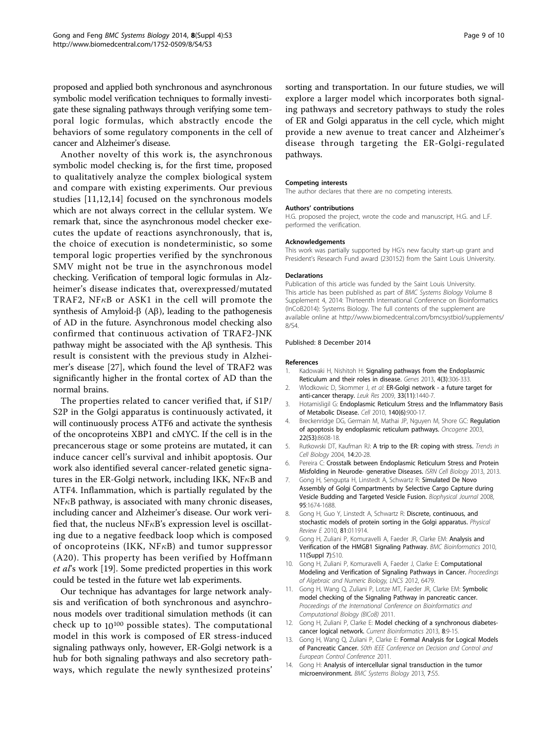proposed and applied both synchronous and asynchronous symbolic model verification techniques to formally investigate these signaling pathways through verifying some temporal logic formulas, which abstractly encode the behaviors of some regulatory components in the cell of cancer and Alzheimer's disease.

Another novelty of this work is, the asynchronous symbolic model checking is, for the first time, proposed to qualitatively analyze the complex biological system and compare with existing experiments. Our previous studies [11,12,14] focused on the synchronous models which are not always correct in the cellular system. We remark that, since the asynchronous model checker executes the update of reactions asynchronously, that is, the choice of execution is nondeterministic, so some temporal logic properties verified by the synchronous SMV might not be true in the asynchronous model checking. Verification of temporal logic formulas in Alzheimer's disease indicates that, overexpressed/mutated TRAF2, NF$\kappa$B or ASK1 in the cell will promote the synthesis of Amyloid-$\beta$ (A$\beta$), leading to the pathogenesis of AD in the future. Asynchronous model checking also confirmed that continuous activation of TRAF2-JNK pathway might be associated with the A$\beta$ synthesis. This result is consistent with the previous study in Alzheimer's disease [27], which found the level of TRAF2 was significantly higher in the frontal cortex of AD than the normal brains.

The properties related to cancer verified that, if S1P/S2P in the Golgi apparatus is continuously activated, it will continuously process ATF6 and activate the synthesis of the oncoproteins XBP1 and cMYC. If the cell is in the precancerous stage or some proteins are mutated, it can induce cancer cell's survival and inhibit apoptosis. Our work also identified several cancer-related genetic signatures in the ER-Golgi network, including IKK, NF$\kappa$B and ATF4. Inflammation, which is partially regulated by the NF$\kappa$B pathway, is associated with many chronic diseases, including cancer and Alzheimer's disease. Our work verified that, the nucleus NF$\kappa$B's expression level is oscillating due to a negative feedback loop which is composed of oncoproteins (IKK, NF$\kappa$B) and tumor suppressor (A20). This property has been verified by Hoffmann *et al*'s work [19]. Some predicted properties in this work could be tested in the future wet lab experiments.

Our technique has advantages for large network analysis and verification of both synchronous and asynchronous models over traditional simulation methods (it can check up to $10^{100}$ possible states). The computational model in this work is composed of ER stress-induced signaling pathways only, however, ER-Golgi network is a hub for both signaling pathways and also secretory pathways, which regulate the newly synthesized proteins' sorting and transportation. In our future studies, we will explore a larger model which incorporates both signaling pathways and secretory pathways to study the roles of ER and Golgi apparatus in the cell cycle, which might provide a new avenue to treat cancer and Alzheimer's disease through targeting the ER-Golgi-regulated pathways.

#### Competing interests

The author declares that there are no competing interests.

#### Authors' contributions

H.G. proposed the project, wrote the code and manuscript, H.G. and L.F. performed the verification.

#### Acknowledgements

This work was partially supported by HG's new faculty start-up grant and President's Research Fund award (230152) from the Saint Louis University.

#### Declarations

Publication of this article was funded by the Saint Louis University. This article has been published as part of *BMC Systems Biology* Volume 8 Supplement 4, 2014: Thirteenth International Conference on Bioinformatics (InCoB2014): Systems Biology. The full contents of the supplement are available online at http://www.biomedcentral.com/bmcsystbiol/supplements/8/S4.

Published: 8 December 2014

#### References

1. Kadowaki H, Nishitoh H: **Signaling pathways from the Endoplasmic Reticulum and their roles in disease.** *Genes* 2013, **4(3)**:306-333.
2. Wlodkowic D, Skommer J, *et al*: **ER-Golgi network - a future target for anti-cancer therapy.** *Leuk Res* 2009, **33(11)**:1440-7.
3. Hotamisligil G: **Endoplasmic Reticulum Stress and the Inflammatory Basis of Metabolic Disease.** *Cell* 2010, **140(6)**:900-17.
4. Breckenridge DG, Germain M, Mathai JP, Nguyen M, Shore GC: **Regulation of apoptosis by endoplasmic reticulum pathways.** *Oncogene* 2003, **22(53)**:8608-18.
5. Rutkowski DT, Kaufman RJ: **A trip to the ER: coping with stress.** *Trends in Cell Biology* 2004, **14**:20-28.
6. Pereira C: **Crosstalk between Endoplasmic Reticulum Stress and Protein Misfolding in Neurode- generative Diseases.** *ISRN Cell Biology* 2013, 2013.
7. Gong H, Sengupta H, Linstedt A, Schwartz R: **Simulated De Novo Assembly of Golgi Compartments by Selective Cargo Capture during Vesicle Budding and Targeted Vesicle Fusion.** *Biophysical Journal* 2008, **95**:1674-1688.
8. Gong H, Guo Y, Linstedt A, Schwartz R: **Discrete, continuous, and stochastic models of protein sorting in the Golgi apparatus.** *Physical Review E* 2010, **81**:011914.
9. Gong H, Zuliani P, Komuravelli A, Faeder JR, Clarke EM: **Analysis and Verification of the HMGB1 Signaling Pathway.** *BMC Bioinformatics* 2010, **11(Suppl 7)**:S10.
10. Gong H, Zuliani P, Komuravelli A, Faeder J, Clarke E: **Computational Modeling and Verification of Signaling Pathways in Cancer.** *Proceedings of Algebraic and Numeric Biology, LNCS* 2012, 6479.
11. Gong H, Wang Q, Zuliani P, Lotze MT, Faeder JR, Clarke EM: **Symbolic model checking of the Signaling Pathway in pancreatic cancer.** *Proceedings of the International Conference on Bioinformatics and Computational Biology (BICoB)* 2011.
12. Gong H, Zuliani P, Clarke E: **Model checking of a synchronous diabetes-cancer logical network.** *Current Bioinformatics* 2013, **8**:9-15.
13. Gong H, Wang Q, Zuliani P, Clarke E: **Formal Analysis for Logical Models of Pancreatic Cancer.** *50th IEEE Conference on Decision and Control and European Control Conference* 2011.
14. Gong H: **Analysis of intercellular signal transduction in the tumor microenvironment.** *BMC Systems Biology* 2013, **7**:S5.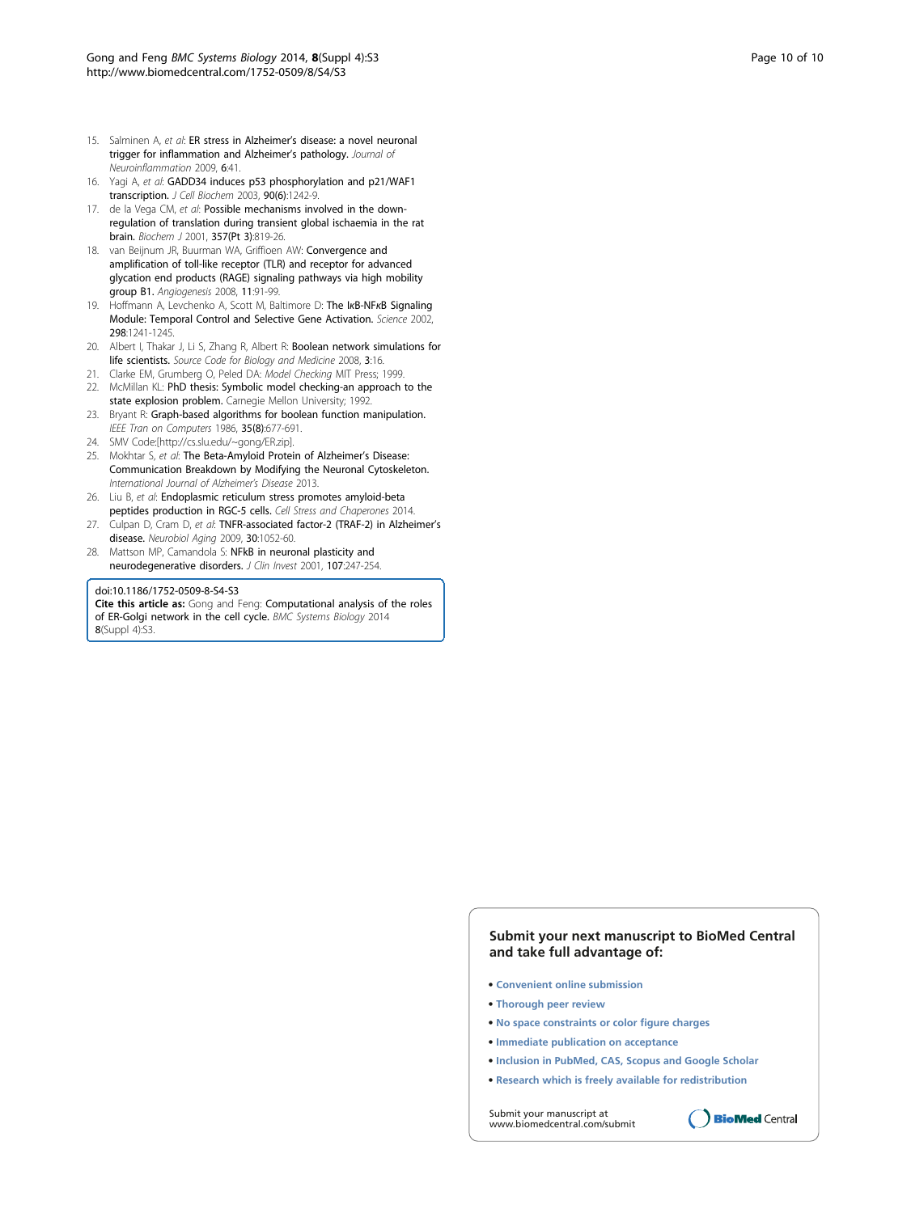15. Salminen A, *et al*: **ER stress in Alzheimer's disease: a novel neuronal trigger for inflammation and Alzheimer's pathology.** *Journal of Neuroinflammation* 2009, **6**:41.
16. Yagi A, *et al*: **GADD34 induces p53 phosphorylation and p21/WAF1 transcription.** *J Cell Biochem* 2003, **90(6)**:1242-9.
17. de la Vega CM, *et al*: **Possible mechanisms involved in the down-regulation of translation during transient global ischaemia in the rat brain.** *Biochem J* 2001, **357(Pt 3)**:819-26.
18. van Beijnum JR, Buurman WA, Griffioen AW: **Convergence and amplification of toll-like receptor (TLR) and receptor for advanced glycation end products (RAGE) signaling pathways via high mobility group B1.** *Angiogenesis* 2008, **11**:91-99.
19. Hoffmann A, Levchenko A, Scott M, Baltimore D: **The IκB-NFκB Signaling Module: Temporal Control and Selective Gene Activation.** *Science* 2002, **298**:1241-1245.
20. Albert I, Thakar J, Li S, Zhang R, Albert R: **Boolean network simulations for life scientists.** *Source Code for Biology and Medicine* 2008, **3**:16.
21. Clarke EM, Grumberg O, Peled DA: *Model Checking* MIT Press; 1999.
22. McMillan KL: **PhD thesis: Symbolic model checking-an approach to the state explosion problem.** Carnegie Mellon University; 1992.
23. Bryant R: **Graph-based algorithms for boolean function manipulation.** *IEEE Tran on Computers* 1986, **35(8)**:677-691.
24. SMV Code:[http://cs.slu.edu/~gong/ER.zip].
25. Mokhtar S, *et al*: **The Beta-Amyloid Protein of Alzheimer's Disease: Communication Breakdown by Modifying the Neuronal Cytoskeleton.** *International Journal of Alzheimer's Disease* 2013.
26. Liu B, *et al*: **Endoplasmic reticulum stress promotes amyloid-beta peptides production in RGC-5 cells.** *Cell Stress and Chaperones* 2014.
27. Culpan D, Cram D, *et al*: **TNFR-associated factor-2 (TRAF-2) in Alzheimer's disease.** *Neurobiol Aging* 2009, **30**:1052-60.
28. Mattson MP, Camandola S: **NFkB in neuronal plasticity and neurodegenerative disorders.** *J Clin Invest* 2001, **107**:247-254.

doi:10.1186/1752-0509-8-S4-S3
**Cite this article as:** Gong and Feng: **Computational analysis of the roles of ER-Golgi network in the cell cycle.** *BMC Systems Biology* 2014 **8**(Suppl 4):S3.

**Submit your next manuscript to BioMed Central and take full advantage of:**

- **Convenient online submission**
- **Thorough peer review**
- **No space constraints or color figure charges**
- **Immediate publication on acceptance**
- **Inclusion in PubMed, CAS, Scopus and Google Scholar**
- **Research which is freely available for redistribution**

Submit your manuscript at
www.biomedcentral.com/submit

BioMed Central